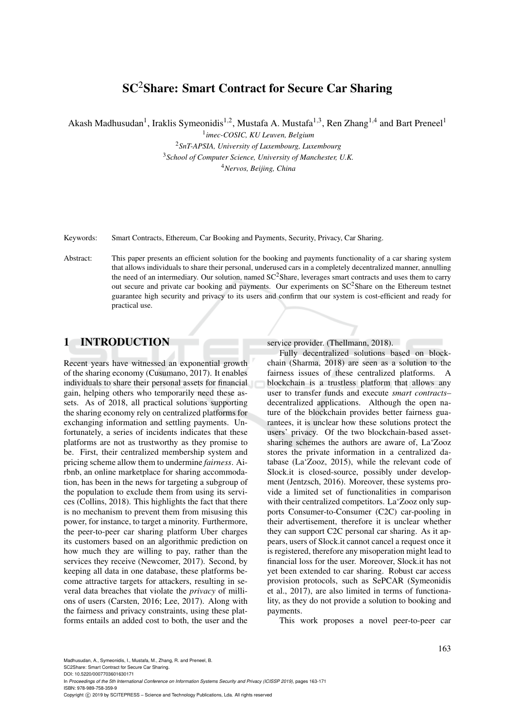# SC²Share: Smart Contract for Secure Car Sharing

Akash Madhusudan[1], Iraklis Symeonidis[1,2], Mustafa A. Mustafa[1,3], Ren Zhang[1,4] and Bart Preneel[1]

[1] *imec-COSIC, KU Leuven, Belgium*

[2] *SnT-APSIA, University of Luxembourg, Luxembourg*

[3] *School of Computer Science, University of Manchester, U.K.*

[4] *Nervos, Beijing, China*

Keywords: Smart Contracts, Ethereum, Car Booking and Payments, Security, Privacy, Car Sharing.

Abstract: This paper presents an efficient solution for the booking and payments functionality of a car sharing system that allows individuals to share their personal, underused cars in a completely decentralized manner, annulling the need of an intermediary. Our solution, named SC²Share, leverages smart contracts and uses them to carry out secure and private car booking and payments. Our experiments on SC²Share on the Ethereum testnet guarantee high security and privacy to its users and confirm that our system is cost-efficient and ready for practical use.

## 1 INTRODUCTION

Recent years have witnessed an exponential growth of the sharing economy (Cusumano, 2017). It enables individuals to share their personal assets for financial gain, helping others who temporarily need these assets. As of 2018, all practical solutions supporting the sharing economy rely on centralized platforms for exchanging information and settling payments. Unfortunately, a series of incidents indicates that these platforms are not as trustworthy as they promise to be. First, their centralized membership system and pricing scheme allow them to undermine *fairness*. Airbnb, an online marketplace for sharing accommodation, has been in the news for targeting a subgroup of the population to exclude them from using its services (Collins, 2018). This highlights the fact that there is no mechanism to prevent them from misusing this power, for instance, to target a minority. Furthermore, the peer-to-peer car sharing platform Uber charges its customers based on an algorithmic prediction on how much they are willing to pay, rather than the services they receive (Newcomer, 2017). Second, by keeping all data in one database, these platforms become attractive targets for attackers, resulting in several data breaches that violate the *privacy* of millions of users (Carsten, 2016; Lee, 2017). Along with the fairness and privacy constraints, using these platforms entails an added cost to both, the user and the service provider. (Thellmann, 2018).

Fully decentralized solutions based on blockchain (Sharma, 2018) are seen as a solution to the fairness issues of these centralized platforms. A blockchain is a trustless platform that allows any user to transfer funds and execute *smart contracts*– decentralized applications. Although the open nature of the blockchain provides better fairness guarantees, it is unclear how these solutions protect the users' privacy. Of the two blockchain-based asset-sharing schemes the authors are aware of, La'Zooz stores the private information in a centralized database (La'Zooz, 2015), while the relevant code of Slock.it is closed-source, possibly under development (Jentzsch, 2016). Moreover, these systems provide a limited set of functionalities in comparison with their centralized competitors. La'Zooz only supports Consumer-to-Consumer (C2C) car-pooling in their advertisement, therefore it is unclear whether they can support C2C personal car sharing. As it appears, users of Slock.it cannot cancel a request once it is registered, therefore any misoperation might lead to financial loss for the user. Moreover, Slock.it has not yet been extended to car sharing. Robust car access provision protocols, such as SePCAR (Symeonidis et al., 2017), are also limited in terms of functionality, as they do not provide a solution to booking and payments.

This work proposes a novel peer-to-peer car

Madhusudan, A., Symeonidis, I., Mustafa, M., Zhang, R. and Preneel, B.
SC2Share: Smart Contract for Secure Car Sharing.
DOI: 10.5220/0007703601630171
In *Proceedings of the 5th International Conference on Information Systems Security and Privacy (ICISSP 2019)*, pages 163-171
ISBN: 978-989-758-359-9
Copyright © 2019 by SCITEPRESS – Science and Technology Publications, Lda. All rights reserved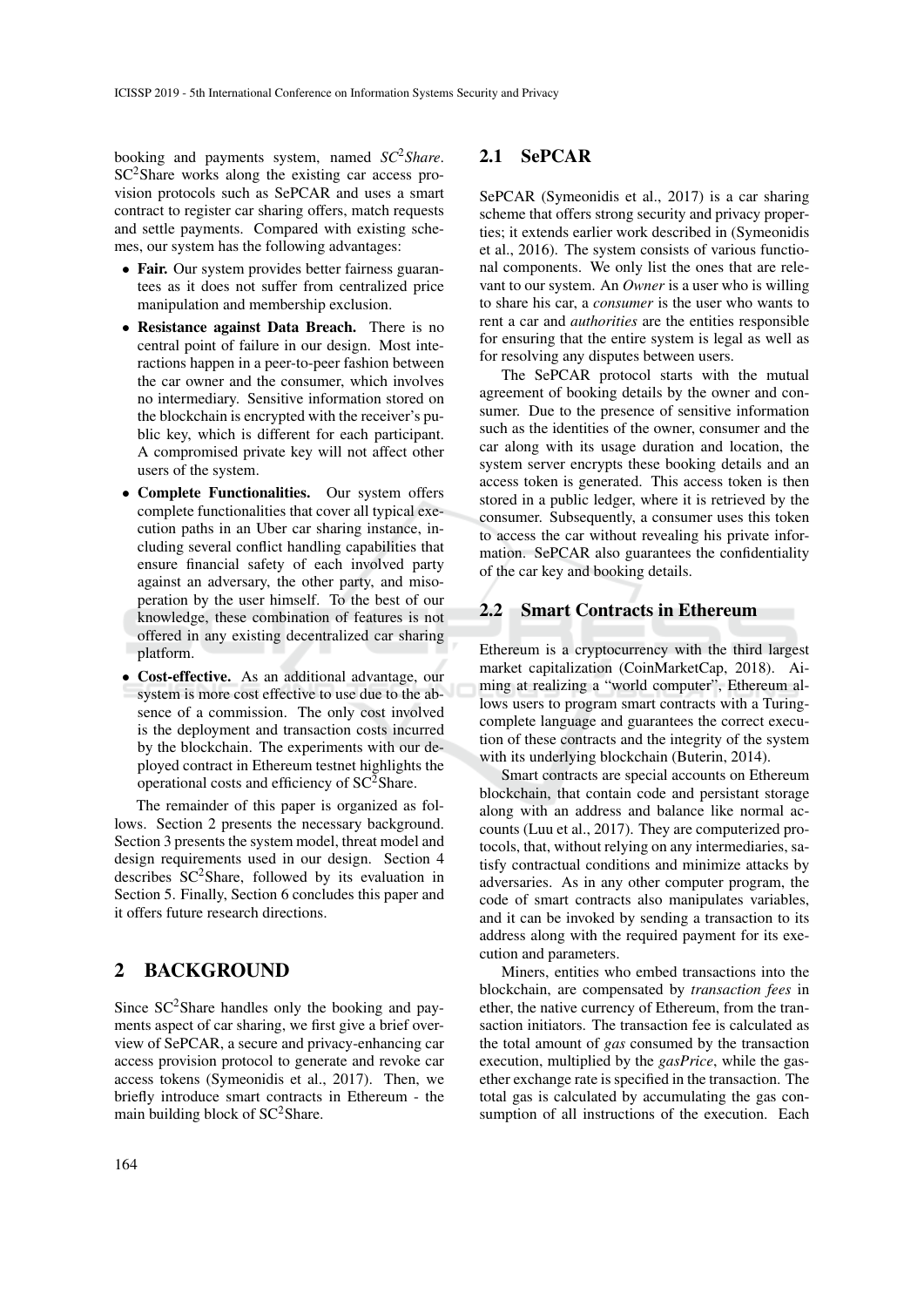booking and payments system, named *SC$^2$Share*. SC$^2$Share works along the existing car access provision protocols such as SePCAR and uses a smart contract to register car sharing offers, match requests and settle payments. Compared with existing schemes, our system has the following advantages:

- **Fair.** Our system provides better fairness guarantees as it does not suffer from centralized price manipulation and membership exclusion.
- **Resistance against Data Breach.** There is no central point of failure in our design. Most interactions happen in a peer-to-peer fashion between the car owner and the consumer, which involves no intermediary. Sensitive information stored on the blockchain is encrypted with the receiver's public key, which is different for each participant. A compromised private key will not affect other users of the system.
- **Complete Functionalities.** Our system offers complete functionalities that cover all typical execution paths in an Uber car sharing instance, including several conflict handling capabilities that ensure financial safety of each involved party against an adversary, the other party, and misoperation by the user himself. To the best of our knowledge, these combination of features is not offered in any existing decentralized car sharing platform.
- **Cost-effective.** As an additional advantage, our system is more cost effective to use due to the absence of a commission. The only cost involved is the deployment and transaction costs incurred by the blockchain. The experiments with our deployed contract in Ethereum testnet highlights the operational costs and efficiency of SC$^2$Share.

The remainder of this paper is organized as follows. Section 2 presents the necessary background. Section 3 presents the system model, threat model and design requirements used in our design. Section 4 describes SC$^2$Share, followed by its evaluation in Section 5. Finally, Section 6 concludes this paper and it offers future research directions.

# 2 BACKGROUND

Since SC$^2$Share handles only the booking and payments aspect of car sharing, we first give a brief overview of SePCAR, a secure and privacy-enhancing car access provision protocol to generate and revoke car access tokens (Symeonidis et al., 2017). Then, we briefly introduce smart contracts in Ethereum - the main building block of SC$^2$Share.

## 2.1 SePCAR

SePCAR (Symeonidis et al., 2017) is a car sharing scheme that offers strong security and privacy properties; it extends earlier work described in (Symeonidis et al., 2016). The system consists of various functional components. We only list the ones that are relevant to our system. An *Owner* is a user who is willing to share his car, a *consumer* is the user who wants to rent a car and *authorities* are the entities responsible for ensuring that the entire system is legal as well as for resolving any disputes between users.

The SePCAR protocol starts with the mutual agreement of booking details by the owner and consumer. Due to the presence of sensitive information such as the identities of the owner, consumer and the car along with its usage duration and location, the system server encrypts these booking details and an access token is generated. This access token is then stored in a public ledger, where it is retrieved by the consumer. Subsequently, a consumer uses this token to access the car without revealing his private information. SePCAR also guarantees the confidentiality of the car key and booking details.

## 2.2 Smart Contracts in Ethereum

Ethereum is a cryptocurrency with the third largest market capitalization (CoinMarketCap, 2018). Aiming at realizing a "world computer", Ethereum allows users to program smart contracts with a Turing-complete language and guarantees the correct execution of these contracts and the integrity of the system with its underlying blockchain (Buterin, 2014).

Smart contracts are special accounts on Ethereum blockchain, that contain code and persistant storage along with an address and balance like normal accounts (Luu et al., 2017). They are computerized protocols, that, without relying on any intermediaries, satisfy contractual conditions and minimize attacks by adversaries. As in any other computer program, the code of smart contracts also manipulates variables, and it can be invoked by sending a transaction to its address along with the required payment for its execution and parameters.

Miners, entities who embed transactions into the blockchain, are compensated by *transaction fees* in ether, the native currency of Ethereum, from the transaction initiators. The transaction fee is calculated as the total amount of *gas* consumed by the transaction execution, multiplied by the *gasPrice*, while the gas-ether exchange rate is specified in the transaction. The total gas is calculated by accumulating the gas consumption of all instructions of the execution. Each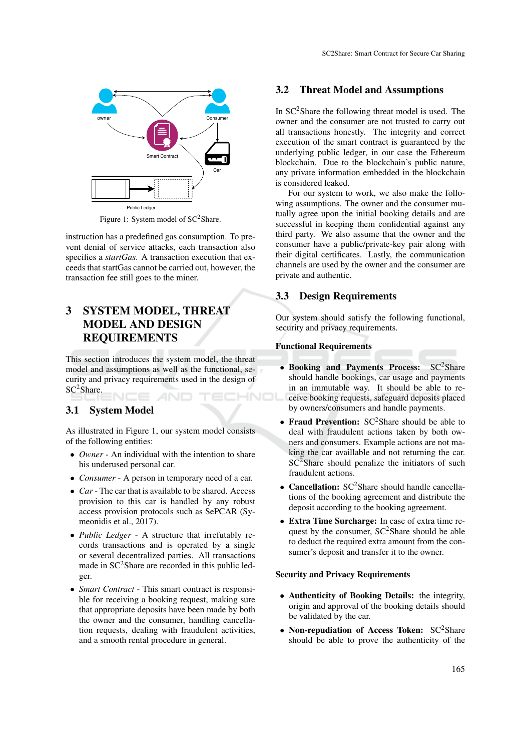Figure 1: System model of SC$^2$Share.

instruction has a predefined gas consumption. To prevent denial of service attacks, each transaction also specifies a *startGas*. A transaction execution that exceeds that startGas cannot be carried out, however, the transaction fee still goes to the miner.

# 3 SYSTEM MODEL, THREAT MODEL AND DESIGN REQUIREMENTS

This section introduces the system model, the threat model and assumptions as well as the functional, security and privacy requirements used in the design of SC$^2$Share.

## 3.1 System Model

As illustrated in Figure 1, our system model consists of the following entities:

- *Owner* - An individual with the intention to share his underused personal car.
- *Consumer* - A person in temporary need of a car.
- *Car* - The car that is available to be shared. Access provision to this car is handled by any robust access provision protocols such as SePCAR (Symeonidis et al., 2017).
- *Public Ledger* - A structure that irrefutably records transactions and is operated by a single or several decentralized parties. All transactions made in SC$^2$Share are recorded in this public ledger.
- *Smart Contract* - This smart contract is responsible for receiving a booking request, making sure that appropriate deposits have been made by both the owner and the consumer, handling cancellation requests, dealing with fraudulent activities, and a smooth rental procedure in general.

## 3.2 Threat Model and Assumptions

In SC$^2$Share the following threat model is used. The owner and the consumer are not trusted to carry out all transactions honestly. The integrity and correct execution of the smart contract is guaranteed by the underlying public ledger, in our case the Ethereum blockchain. Due to the blockchain's public nature, any private information embedded in the blockchain is considered leaked.

For our system to work, we also make the following assumptions. The owner and the consumer mutually agree upon the initial booking details and are successful in keeping them confidential against any third party. We also assume that the owner and the consumer have a public/private-key pair along with their digital certificates. Lastly, the communication channels are used by the owner and the consumer are private and authentic.

## 3.3 Design Requirements

Our system should satisfy the following functional, security and privacy requirements.

**Functional Requirements**

- **Booking and Payments Process:** SC$^2$Share should handle bookings, car usage and payments in an immutable way. It should be able to receive booking requests, safeguard deposits placed by owners/consumers and handle payments.
- **Fraud Prevention:** SC$^2$Share should be able to deal with fraudulent actions taken by both owners and consumers. Example actions are not making the car availlable and not returning the car. SC$^2$Share should penalize the initiators of such fraudulent actions.
- **Cancellation:** SC$^2$Share should handle cancellations of the booking agreement and distribute the deposit according to the booking agreement.
- **Extra Time Surcharge:** In case of extra time request by the consumer, SC$^2$Share should be able to deduct the required extra amount from the consumer's deposit and transfer it to the owner.

**Security and Privacy Requirements**

- **Authenticity of Booking Details:** the integrity, origin and approval of the booking details should be validated by the car.
- **Non-repudiation of Access Token:** SC$^2$Share should be able to prove the authenticity of the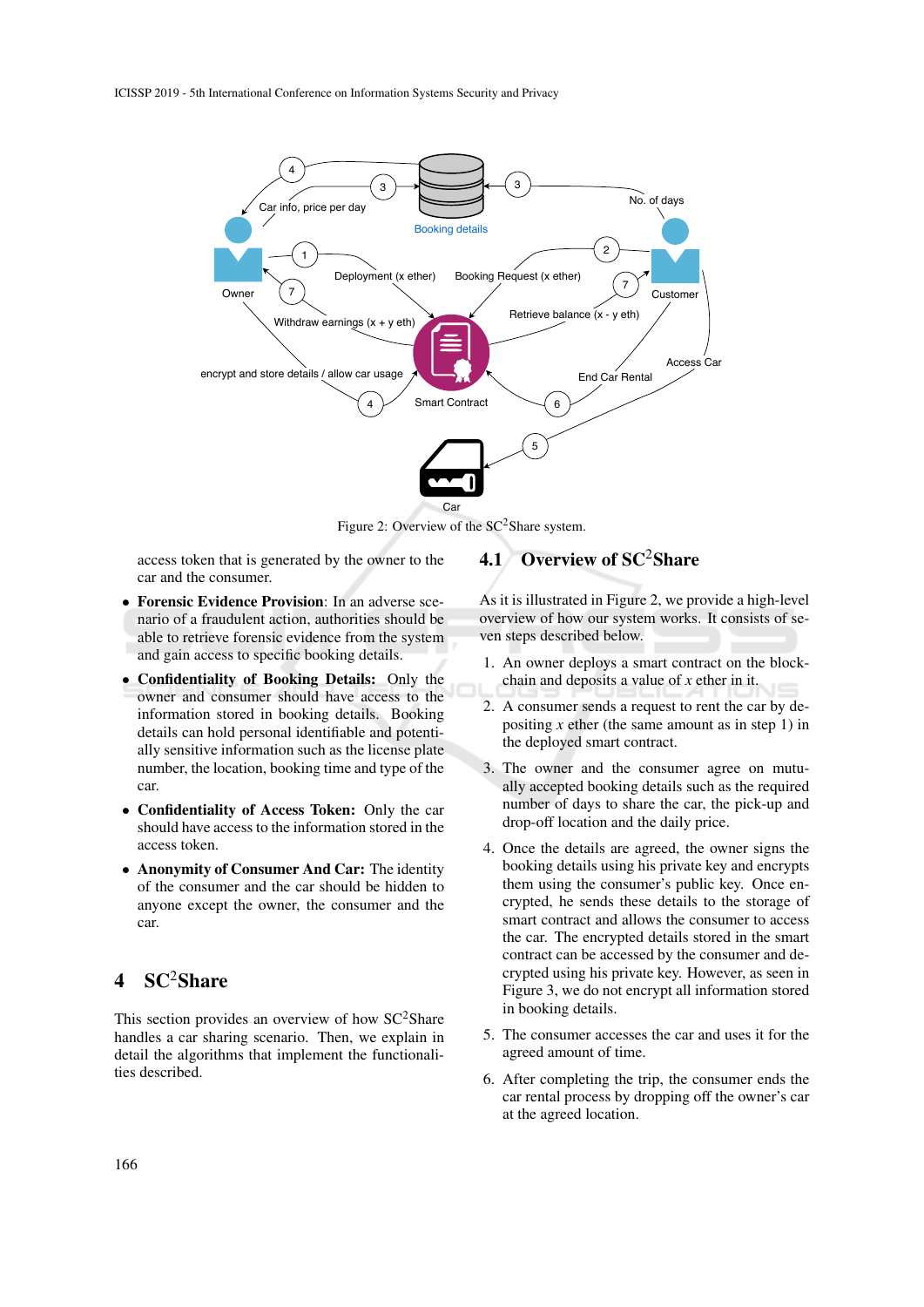Figure 2: Overview of the SC$^2$Share system.

access token that is generated by the owner to the car and the consumer.

- **Forensic Evidence Provision**: In an adverse scenario of a fraudulent action, authorities should be able to retrieve forensic evidence from the system and gain access to specific booking details.
- **Confidentiality of Booking Details:** Only the owner and consumer should have access to the information stored in booking details. Booking details can hold personal identifiable and potentially sensitive information such as the license plate number, the location, booking time and type of the car.
- **Confidentiality of Access Token:** Only the car should have access to the information stored in the access token.
- **Anonymity of Consumer And Car:** The identity of the consumer and the car should be hidden to anyone except the owner, the consumer and the car.

# 4 SC$^2$Share

This section provides an overview of how SC$^2$Share handles a car sharing scenario. Then, we explain in detail the algorithms that implement the functionalities described.

## 4.1 Overview of SC$^2$Share

As it is illustrated in Figure 2, we provide a high-level overview of how our system works. It consists of seven steps described below.

1. An owner deploys a smart contract on the blockchain and deposits a value of $x$ ether in it.
2. A consumer sends a request to rent the car by depositing $x$ ether (the same amount as in step 1) in the deployed smart contract.
3. The owner and the consumer agree on mutually accepted booking details such as the required number of days to share the car, the pick-up and drop-off location and the daily price.
4. Once the details are agreed, the owner signs the booking details using his private key and encrypts them using the consumer's public key. Once encrypted, he sends these details to the storage of smart contract and allows the consumer to access the car. The encrypted details stored in the smart contract can be accessed by the consumer and decrypted using his private key. However, as seen in Figure 3, we do not encrypt all information stored in booking details.
5. The consumer accesses the car and uses it for the agreed amount of time.
6. After completing the trip, the consumer ends the car rental process by dropping off the owner's car at the agreed location.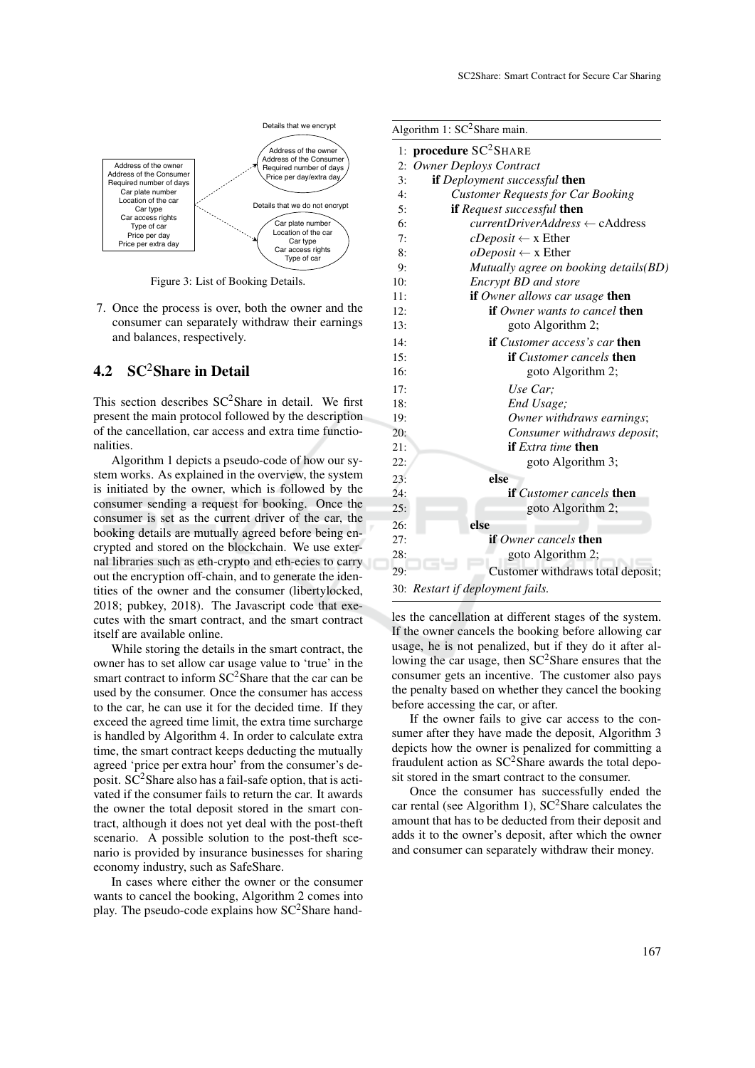Details that we encrypt

Address of the owner
Address of the Consumer
Required number of days
Price per day/extra day

Address of the owner
Address of the Consumer
Required number of days
Car plate number
Location of the car
Car type
Car access rights
Type of car
Price per day
Price per extra day

Details that we do not encrypt

Car plate number
Location of the car
Car type
Car access rights
Type of car

Figure 3: List of Booking Details.

7. Once the process is over, both the owner and the consumer can separately withdraw their earnings and balances, respectively.

## 4.2 SC$^2$Share in Detail

This section describes SC$^2$Share in detail. We first present the main protocol followed by the description of the cancellation, car access and extra time functionalities.

Algorithm 1 depicts a pseudo-code of how our system works. As explained in the overview, the system is initiated by the owner, which is followed by the consumer sending a request for booking. Once the consumer is set as the current driver of the car, the booking details are mutually agreed before being encrypted and stored on the blockchain. We use external libraries such as eth-crypto and eth-ecies to carry out the encryption off-chain, and to generate the identities of the owner and the consumer (libertylocked, 2018; pubkey, 2018). The Javascript code that executes with the smart contract, and the smart contract itself are available online.

While storing the details in the smart contract, the owner has to set allow car usage value to 'true' in the smart contract to inform SC$^2$Share that the car can be used by the consumer. Once the consumer has access to the car, he can use it for the decided time. If they exceed the agreed time limit, the extra time surcharge is handled by Algorithm 4. In order to calculate extra time, the smart contract keeps deducting the mutually agreed 'price per extra hour' from the consumer's deposit. SC$^2$Share also has a fail-safe option, that is activated if the consumer fails to return the car. It awards the owner the total deposit stored in the smart contract, although it does not yet deal with the post-theft scenario. A possible solution to the post-theft scenario is provided by insurance businesses for sharing economy industry, such as SafeShare.

In cases where either the owner or the consumer wants to cancel the booking, Algorithm 2 comes into play. The pseudo-code explains how SC$^2$Share handles the cancellation at different stages of the system. If the owner cancels the booking before allowing car usage, he is not penalized, but if they do it after allowing the car usage, then SC$^2$Share ensures that the consumer gets an incentive. The customer also pays the penalty based on whether they cancel the booking before accessing the car, or after.

**Algorithm 1:** SC$^2$Share main.

```
1:  procedure SC2SHARE
2:  Owner Deploys Contract
3:      if Deployment successful then
4:          Customer Requests for Car Booking
5:          if Request successful then
6:              currentDriverAddress ← cAddress
7:              cDeposit ← x Ether
8:              oDeposit ← x Ether
9:              Mutually agree on booking details(BD)
10:             Encrypt BD and store
11:             if Owner allows car usage then
12:                 if Owner wants to cancel then
13:                     goto Algorithm 2;
14:                 if Customer access's car then
15:                     if Customer cancels then
16:                         goto Algorithm 2;
17:                     Use Car;
18:                     End Usage;
19:                     Owner withdraws earnings;
20:                     Consumer withdraws deposit;
21:                     if Extra time then
22:                         goto Algorithm 3;
23:                 else
24:                     if Customer cancels then
25:                         goto Algorithm 2;
26:             else
27:                 if Owner cancels then
28:                     goto Algorithm 2;
29:             Customer withdraws total deposit;
30: Restart if deployment fails.
```

If the owner fails to give car access to the consumer after they have made the deposit, Algorithm 3 depicts how the owner is penalized for committing a fraudulent action as SC$^2$Share awards the total deposit stored in the smart contract to the consumer.

Once the consumer has successfully ended the car rental (see Algorithm 1), SC$^2$Share calculates the amount that has to be deducted from their deposit and adds it to the owner's deposit, after which the owner and consumer can separately withdraw their money.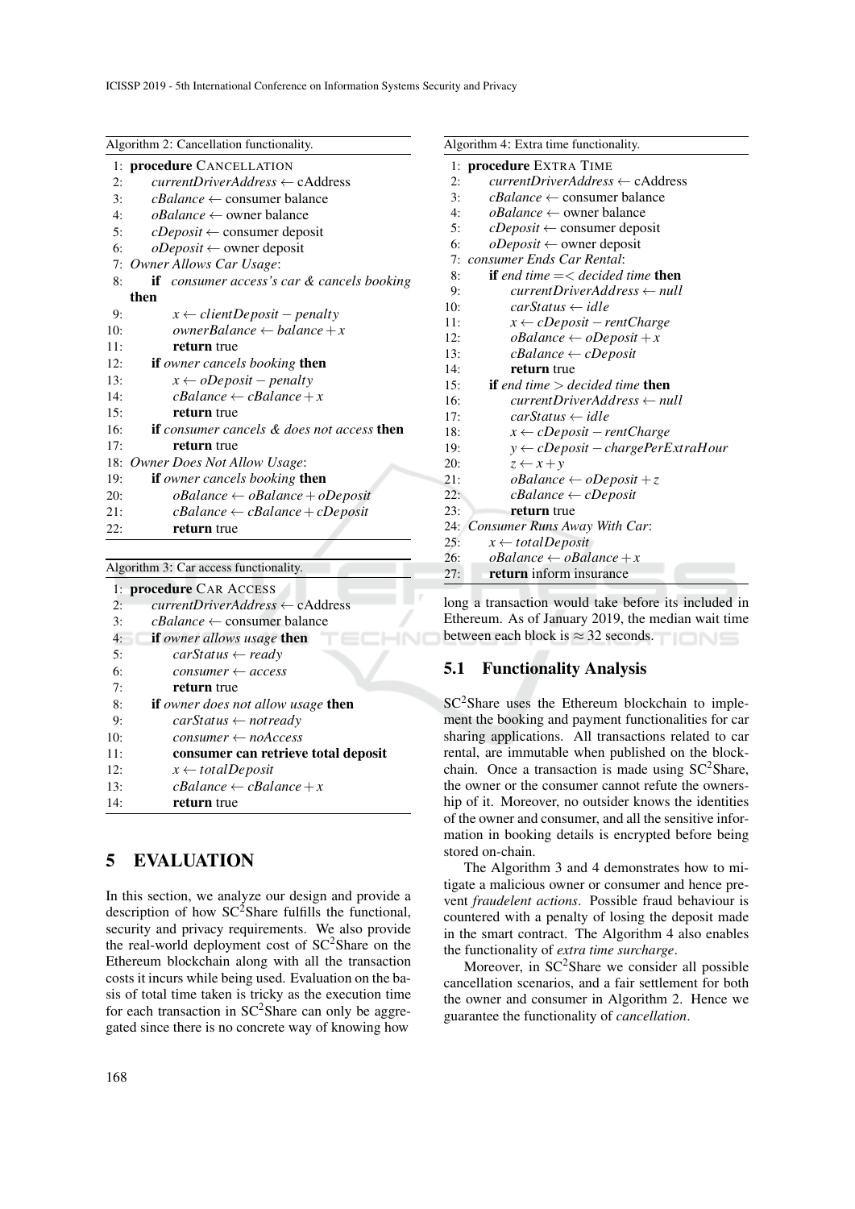Algorithm 2: Cancellation functionality.

```
1:  procedure CANCELLATION
2:      currentDriverAddress ← cAddress
3:      cBalance ← consumer balance
4:      oBalance ← owner balance
5:      cDeposit ← consumer deposit
6:      oDeposit ← owner deposit
7:  Owner Allows Car Usage:
8:      if consumer access's car & cancels booking then
9:          x ← clientDeposit − penalty
10:         ownerBalance ← balance + x
11:         return true
12:     if owner cancels booking then
13:         x ← oDeposit − penalty
14:         cBalance ← cBalance + x
15:         return true
16:     if consumer cancels & does not access then
17:         return true
18: Owner Does Not Allow Usage:
19:     if owner cancels booking then
20:         oBalance ← oBalance + oDeposit
21:         cBalance ← cBalance + cDeposit
22:         return true
```

Algorithm 3: Car access functionality.

```
1:  procedure CAR ACCESS
2:      currentDriverAddress ← cAddress
3:      cBalance ← consumer balance
4:      if owner allows usage then
5:          carStatus ← ready
6:          consumer ← access
7:          return true
8:      if owner does not allow usage then
9:          carStatus ← notready
10:         consumer ← noAccess
11:         consumer can retrieve total deposit
12:         x ← totalDeposit
13:         cBalance ← cBalance + x
14:         return true
```

## 5 EVALUATION

In this section, we analyze our design and provide a description of how SC$^2$Share fulfills the functional, security and privacy requirements. We also provide the real-world deployment cost of SC$^2$Share on the Ethereum blockchain along with all the transaction costs it incurs while being used. Evaluation on the basis of total time taken is tricky as the execution time for each transaction in SC$^2$Share can only be aggregated since there is no concrete way of knowing how long a transaction would take before its included in Ethereum. As of January 2019, the median wait time between each block is $\approx 32$ seconds.

Algorithm 4: Extra time functionality.

```
1:  procedure EXTRA TIME
2:      currentDriverAddress ← cAddress
3:      cBalance ← consumer balance
4:      oBalance ← owner balance
5:      cDeposit ← consumer deposit
6:      oDeposit ← owner deposit
7:  consumer Ends Car Rental:
8:      if end time =< decided time then
9:          currentDriverAddress ← null
10:         carStatus ← idle
11:         x ← cDeposit − rentCharge
12:         oBalance ← oDeposit + x
13:         cBalance ← cDeposit
14:         return true
15:     if end time > decided time then
16:         currentDriverAddress ← null
17:         carStatus ← idle
18:         x ← cDeposit − rentCharge
19:         y ← cDeposit − chargePerExtraHour
20:         z ← x + y
21:         oBalance ← oDeposit + z
22:         cBalance ← cDeposit
23:         return true
24: Consumer Runs Away With Car:
25:     x ← totalDeposit
26:     oBalance ← oBalance + x
27:     return inform insurance
```

### 5.1 Functionality Analysis

SC$^2$Share uses the Ethereum blockchain to implement the booking and payment functionalities for car sharing applications. All transactions related to car rental, are immutable when published on the blockchain. Once a transaction is made using SC$^2$Share, the owner or the consumer cannot refute the ownership of it. Moreover, no outsider knows the identities of the owner and consumer, and all the sensitive information in booking details is encrypted before being stored on-chain.

The Algorithm 3 and 4 demonstrates how to mitigate a malicious owner or consumer and hence prevent *fraudelent actions*. Possible fraud behaviour is countered with a penalty of losing the deposit made in the smart contract. The Algorithm 4 also enables the functionality of *extra time surcharge*.

Moreover, in SC$^2$Share we consider all possible cancellation scenarios, and a fair settlement for both the owner and consumer in Algorithm 2. Hence we guarantee the functionality of *cancellation*.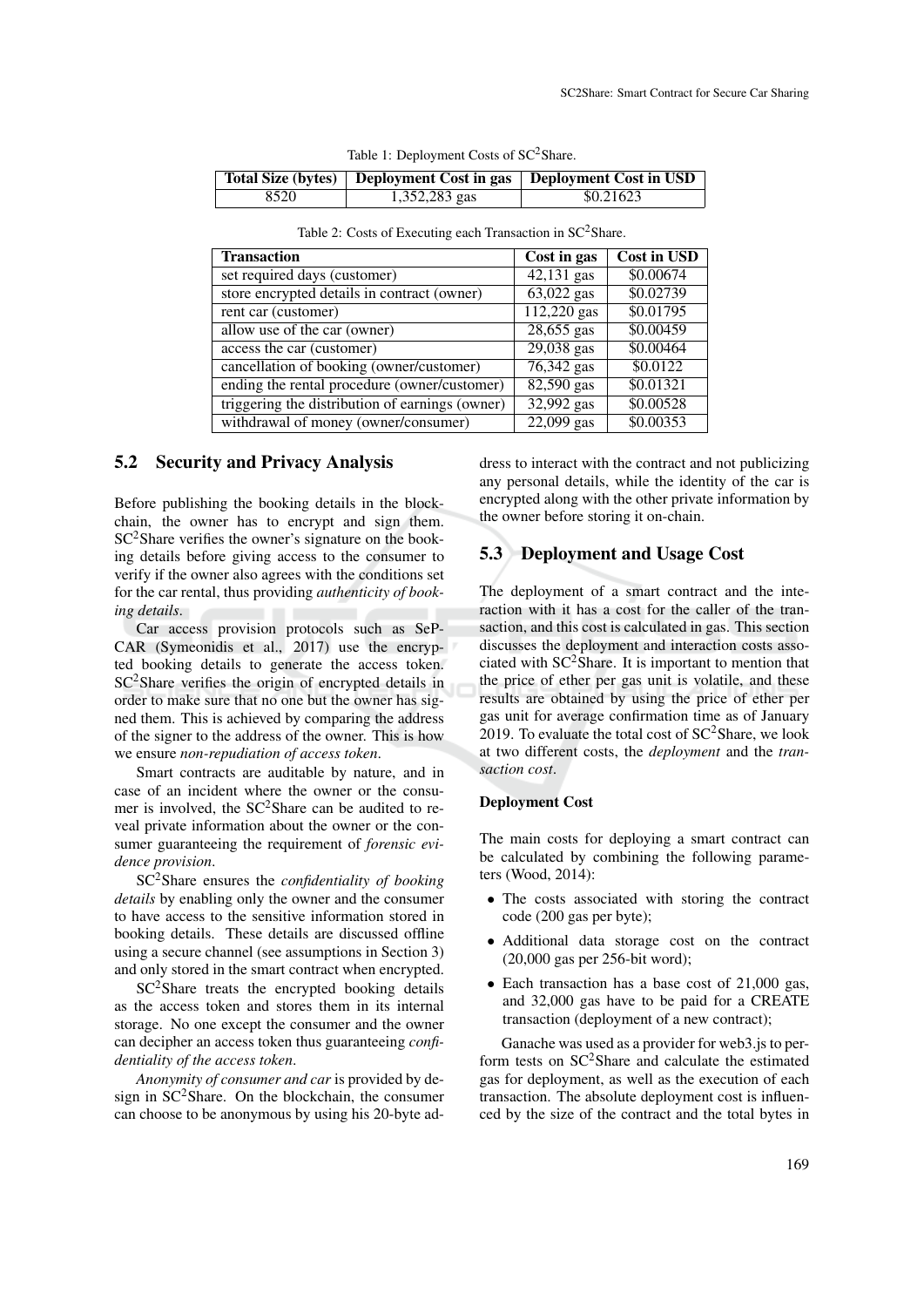Table 1: Deployment Costs of SC$^2$Share.

| Total Size (bytes) | Deployment Cost in gas | Deployment Cost in USD |
|---|---|---|
| 8520 | 1,352,283 gas | $0.21623 |

Table 2: Costs of Executing each Transaction in SC$^2$Share.

| Transaction | Cost in gas | Cost in USD |
|---|---|---|
| set required days (customer) | 42,131 gas | $0.00674 |
| store encrypted details in contract (owner) | 63,022 gas | $0.02739 |
| rent car (customer) | 112,220 gas | $0.01795 |
| allow use of the car (owner) | 28,655 gas | $0.00459 |
| access the car (customer) | 29,038 gas | $0.00464 |
| cancellation of booking (owner/customer) | 76,342 gas | $0.0122 |
| ending the rental procedure (owner/customer) | 82,590 gas | $0.01321 |
| triggering the distribution of earnings (owner) | 32,992 gas | $0.00528 |
| withdrawal of money (owner/consumer) | 22,099 gas | $0.00353 |

## 5.2 Security and Privacy Analysis

Before publishing the booking details in the blockchain, the owner has to encrypt and sign them. SC$^2$Share verifies the owner's signature on the booking details before giving access to the consumer to verify if the owner also agrees with the conditions set for the car rental, thus providing *authenticity of booking details*.

Car access provision protocols such as SePCAR (Symeonidis et al., 2017) use the encrypted booking details to generate the access token. SC$^2$Share verifies the origin of encrypted details in order to make sure that no one but the owner has signed them. This is achieved by comparing the address of the signer to the address of the owner. This is how we ensure *non-repudiation of access token*.

Smart contracts are auditable by nature, and in case of an incident where the owner or the consumer is involved, the SC$^2$Share can be audited to reveal private information about the owner or the consumer guaranteeing the requirement of *forensic evidence provision*.

SC$^2$Share ensures the *confidentiality of booking details* by enabling only the owner and the consumer to have access to the sensitive information stored in booking details. These details are discussed offline using a secure channel (see assumptions in Section 3) and only stored in the smart contract when encrypted.

SC$^2$Share treats the encrypted booking details as the access token and stores them in its internal storage. No one except the consumer and the owner can decipher an access token thus guaranteeing *confidentiality of the access token*.

*Anonymity of consumer and car* is provided by design in SC$^2$Share. On the blockchain, the consumer can choose to be anonymous by using his 20-byte address to interact with the contract and not publicizing any personal details, while the identity of the car is encrypted along with the other private information by the owner before storing it on-chain.

## 5.3 Deployment and Usage Cost

The deployment of a smart contract and the interaction with it has a cost for the caller of the transaction, and this cost is calculated in gas. This section discusses the deployment and interaction costs associated with SC$^2$Share. It is important to mention that the price of ether per gas unit is volatile, and these results are obtained by using the price of ether per gas unit for average confirmation time as of January 2019. To evaluate the total cost of SC$^2$Share, we look at two different costs, the *deployment* and the *transaction cost*.

#### Deployment Cost

The main costs for deploying a smart contract can be calculated by combining the following parameters (Wood, 2014):

- The costs associated with storing the contract code (200 gas per byte);
- Additional data storage cost on the contract (20,000 gas per 256-bit word);
- Each transaction has a base cost of 21,000 gas, and 32,000 gas have to be paid for a CREATE transaction (deployment of a new contract);

Ganache was used as a provider for web3.js to perform tests on SC$^2$Share and calculate the estimated gas for deployment, as well as the execution of each transaction. The absolute deployment cost is influenced by the size of the contract and the total bytes in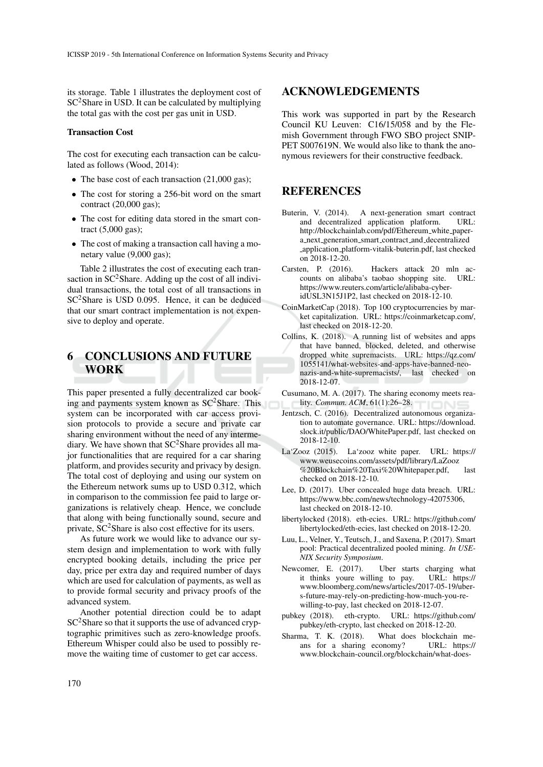its storage. Table 1 illustrates the deployment cost of SC$^2$Share in USD. It can be calculated by multiplying the total gas with the cost per gas unit in USD.

**Transaction Cost**

The cost for executing each transaction can be calculated as follows (Wood, 2014):

- The base cost of each transaction (21,000 gas);
- The cost for storing a 256-bit word on the smart contract (20,000 gas);
- The cost for editing data stored in the smart contract (5,000 gas);
- The cost of making a transaction call having a monetary value (9,000 gas);

Table 2 illustrates the cost of executing each transaction in SC$^2$Share. Adding up the cost of all individual transactions, the total cost of all transactions in SC$^2$Share is USD 0.095. Hence, it can be deduced that our smart contract implementation is not expensive to deploy and operate.

# 6 CONCLUSIONS AND FUTURE WORK

This paper presented a fully decentralized car booking and payments system known as SC$^2$Share. This system can be incorporated with car access provision protocols to provide a secure and private car sharing environment without the need of any intermediary. We have shown that SC$^2$Share provides all major functionalities that are required for a car sharing platform, and provides security and privacy by design. The total cost of deploying and using our system on the Ethereum network sums up to USD 0.312, which in comparison to the commission fee paid to large organizations is relatively cheap. Hence, we conclude that along with being functionally sound, secure and private, SC$^2$Share is also cost effective for its users.

As future work we would like to advance our system design and implementation to work with fully encrypted booking details, including the price per day, price per extra day and required number of days which are used for calculation of payments, as well as to provide formal security and privacy proofs of the advanced system.

Another potential direction could be to adapt SC$^2$Share so that it supports the use of advanced cryptographic primitives such as zero-knowledge proofs. Ethereum Whisper could also be used to possibly remove the waiting time of customer to get car access.

# ACKNOWLEDGEMENTS

This work was supported in part by the Research Council KU Leuven: C16/15/058 and by the Flemish Government through FWO SBO project SNIPPET S007619N. We would also like to thank the anonymous reviewers for their constructive feedback.

# REFERENCES

Buterin, V. (2014). A next-generation smart contract and decentralized application platform. URL: http://blockchainlab.com/pdf/Ethereum_white_paper-a_next_generation_smart_contract_and_decentralized_application_platform-vitalik-buterin.pdf, last checked on 2018-12-20.

Carsten, P. (2016). Hackers attack 20 mln accounts on alibaba's taobao shopping site. URL: https://www.reuters.com/article/alibaba-cyber-idUSL3N15J1P2, last checked on 2018-12-10.

CoinMarketCap (2018). Top 100 cryptocurrencies by market capitalization. URL: https://coinmarketcap.com/, last checked on 2018-12-20.

Collins, K. (2018). A running list of websites and apps that have banned, blocked, deleted, and otherwise dropped white supremacists. URL: https://qz.com/1055141/what-websites-and-apps-have-banned-neo-nazis-and-white-supremacists/, last checked on 2018-12-07.

Cusumano, M. A. (2017). The sharing economy meets reality. *Commun. ACM*, 61(1):26–28.

Jentzsch, C. (2016). Decentralized autonomous organization to automate governance. URL: https://download.slock.it/public/DAO/WhitePaper.pdf, last checked on 2018-12-10.

La'Zooz (2015). La'zooz white paper. URL: https://www.weusecoins.com/assets/pdf/library/LaZooz%20Blockchain%20Taxi%20Whitepaper.pdf, last checked on 2018-12-10.

Lee, D. (2017). Uber concealed huge data breach. URL: https://www.bbc.com/news/technology-42075306, last checked on 2018-12-10.

libertylocked (2018). eth-ecies. URL: https://github.com/libertylocked/eth-ecies, last checked on 2018-12-20.

Luu, L., Velner, Y., Teutsch, J., and Saxena, P. (2017). Smart pool: Practical decentralized pooled mining. *In USENIX Security Symposium*.

Newcomer, E. (2017). Uber starts charging what it thinks youre willing to pay. URL: https://www.bloomberg.com/news/articles/2017-05-19/uber-s-future-may-rely-on-predicting-how-much-you-re-willing-to-pay, last checked on 2018-12-07.

pubkey (2018). eth-crypto. URL: https://github.com/pubkey/eth-crypto, last checked on 2018-12-20.

Sharma, T. K. (2018). What does blockchain means for a sharing economy? URL: https://www.blockchain-council.org/blockchain/what-does-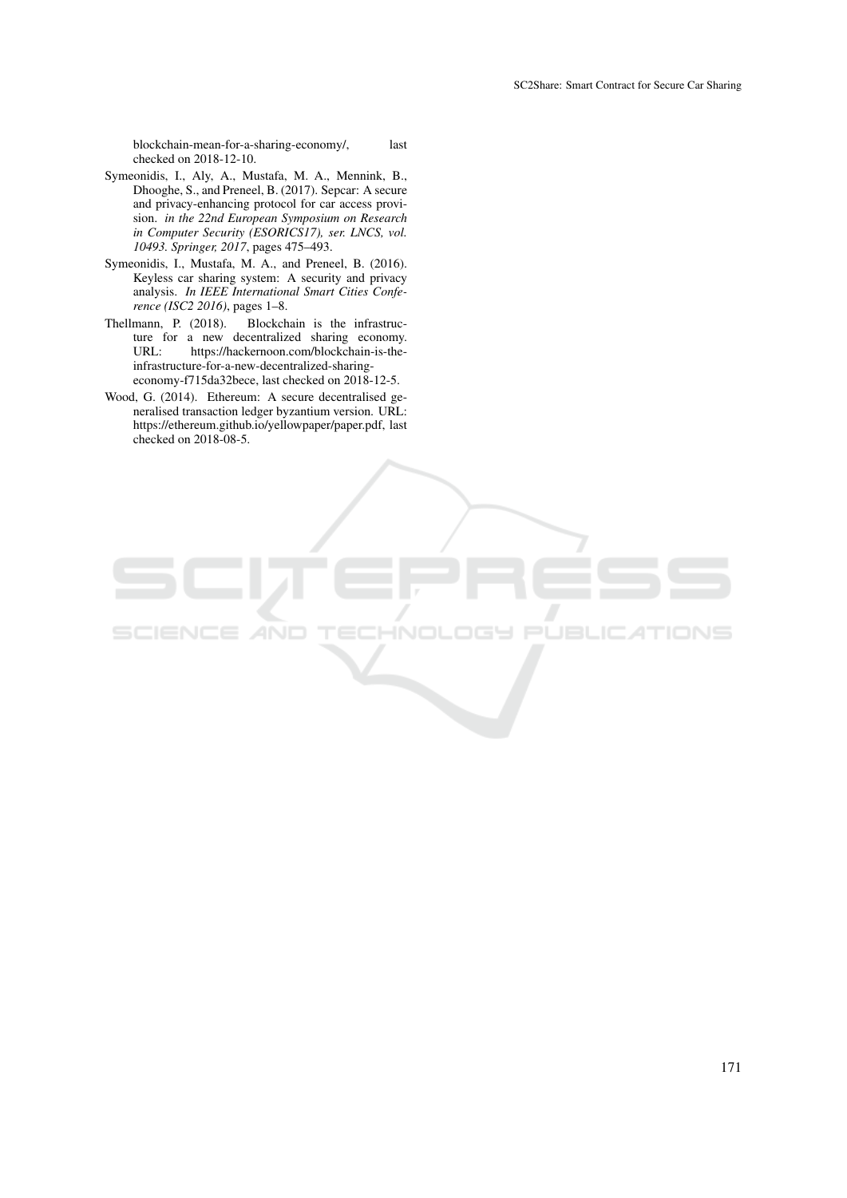blockchain-mean-for-a-sharing-economy/, last checked on 2018-12-10.

Symeonidis, I., Aly, A., Mustafa, M. A., Mennink, B., Dhooghe, S., and Preneel, B. (2017). Sepcar: A secure and privacy-enhancing protocol for car access provision. *in the 22nd European Symposium on Research in Computer Security (ESORICS17), ser. LNCS, vol. 10493. Springer, 2017*, pages 475–493.

Symeonidis, I., Mustafa, M. A., and Preneel, B. (2016). Keyless car sharing system: A security and privacy analysis. *In IEEE International Smart Cities Conference (ISC2 2016)*, pages 1–8.

Thellmann, P. (2018). Blockchain is the infrastructure for a new decentralized sharing economy. URL: https://hackernoon.com/blockchain-is-the-infrastructure-for-a-new-decentralized-sharing-economy-f715da32bece, last checked on 2018-12-5.

Wood, G. (2014). Ethereum: A secure decentralised generalised transaction ledger byzantium version. URL: https://ethereum.github.io/yellowpaper/paper.pdf, last checked on 2018-08-5.